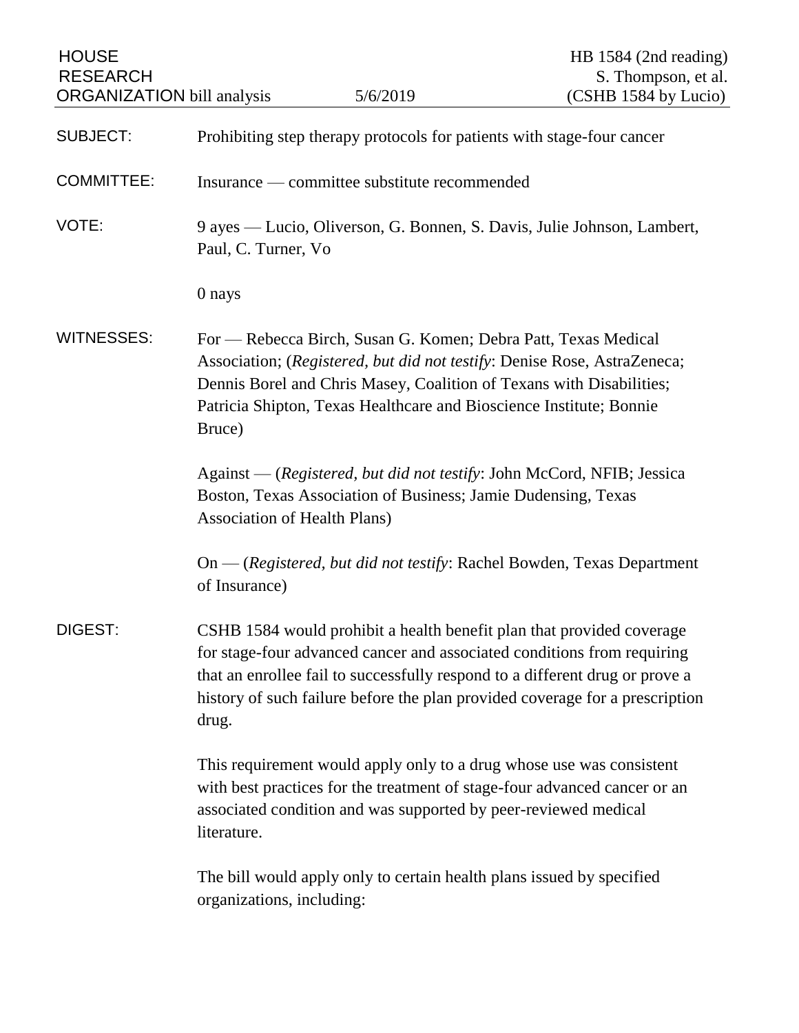HOUSE RESEARCH ORGANIZATION bill analysis — 5/6/2019

HB 1584 (2nd reading)
S. Thompson, et al.
(CSHB 1584 by Lucio)

SUBJECT: Prohibiting step therapy protocols for patients with stage-four cancer

COMMITTEE: Insurance — committee substitute recommended

VOTE: 9 ayes — Lucio, Oliverson, G. Bonnen, S. Davis, Julie Johnson, Lambert, Paul, C. Turner, Vo

0 nays

WITNESSES: For — Rebecca Birch, Susan G. Komen; Debra Patt, Texas Medical Association; (*Registered, but did not testify*: Denise Rose, AstraZeneca; Dennis Borel and Chris Masey, Coalition of Texans with Disabilities; Patricia Shipton, Texas Healthcare and Bioscience Institute; Bonnie Bruce)

Against — (*Registered, but did not testify*: John McCord, NFIB; Jessica Boston, Texas Association of Business; Jamie Dudensing, Texas Association of Health Plans)

On — (*Registered, but did not testify*: Rachel Bowden, Texas Department of Insurance)

DIGEST: CSHB 1584 would prohibit a health benefit plan that provided coverage for stage-four advanced cancer and associated conditions from requiring that an enrollee fail to successfully respond to a different drug or prove a history of such failure before the plan provided coverage for a prescription drug.

This requirement would apply only to a drug whose use was consistent with best practices for the treatment of stage-four advanced cancer or an associated condition and was supported by peer-reviewed medical literature.

The bill would apply only to certain health plans issued by specified organizations, including: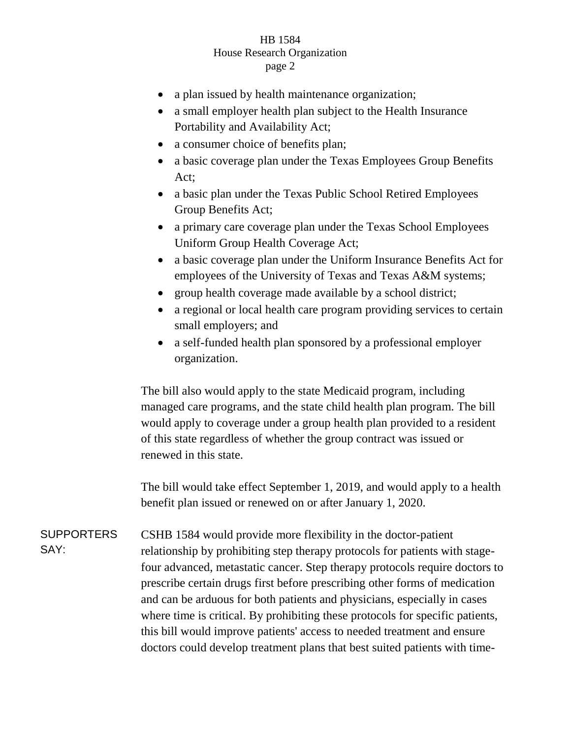- a plan issued by health maintenance organization;
- a small employer health plan subject to the Health Insurance Portability and Availability Act;
- a consumer choice of benefits plan;
- a basic coverage plan under the Texas Employees Group Benefits Act;
- a basic plan under the Texas Public School Retired Employees Group Benefits Act;
- a primary care coverage plan under the Texas School Employees Uniform Group Health Coverage Act;
- a basic coverage plan under the Uniform Insurance Benefits Act for employees of the University of Texas and Texas A&M systems;
- group health coverage made available by a school district;
- a regional or local health care program providing services to certain small employers; and
- a self-funded health plan sponsored by a professional employer organization.

The bill also would apply to the state Medicaid program, including managed care programs, and the state child health plan program. The bill would apply to coverage under a group health plan provided to a resident of this state regardless of whether the group contract was issued or renewed in this state.

The bill would take effect September 1, 2019, and would apply to a health benefit plan issued or renewed on or after January 1, 2020.

**SUPPORTERS SAY:**

CSHB 1584 would provide more flexibility in the doctor-patient relationship by prohibiting step therapy protocols for patients with stage-four advanced, metastatic cancer. Step therapy protocols require doctors to prescribe certain drugs first before prescribing other forms of medication and can be arduous for both patients and physicians, especially in cases where time is critical. By prohibiting these protocols for specific patients, this bill would improve patients' access to needed treatment and ensure doctors could develop treatment plans that best suited patients with time-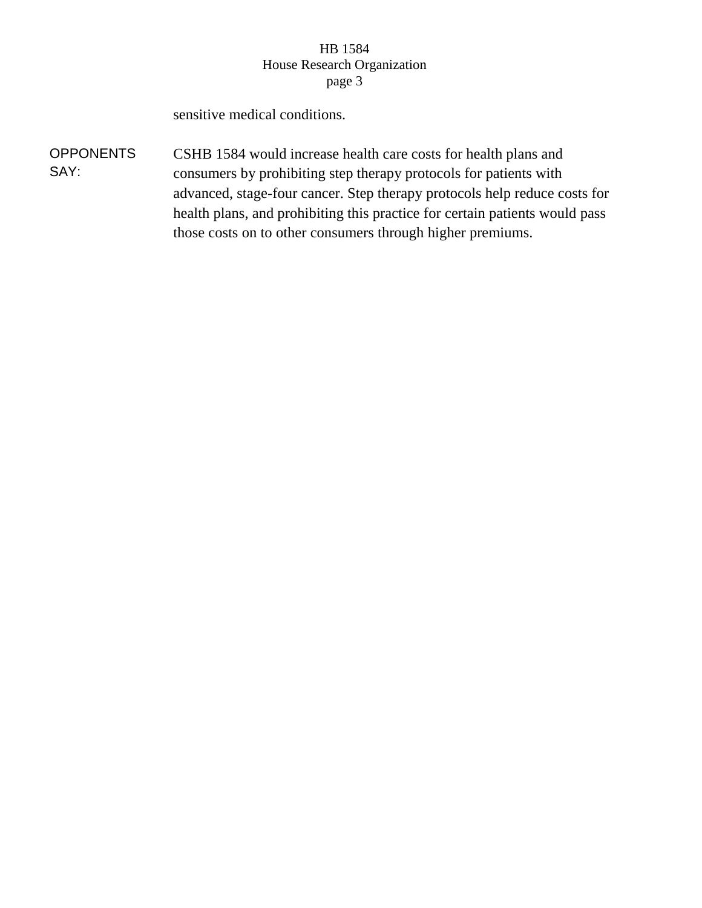sensitive medical conditions.

**OPPONENTS SAY:**

CSHB 1584 would increase health care costs for health plans and consumers by prohibiting step therapy protocols for patients with advanced, stage-four cancer. Step therapy protocols help reduce costs for health plans, and prohibiting this practice for certain patients would pass those costs on to other consumers through higher premiums.